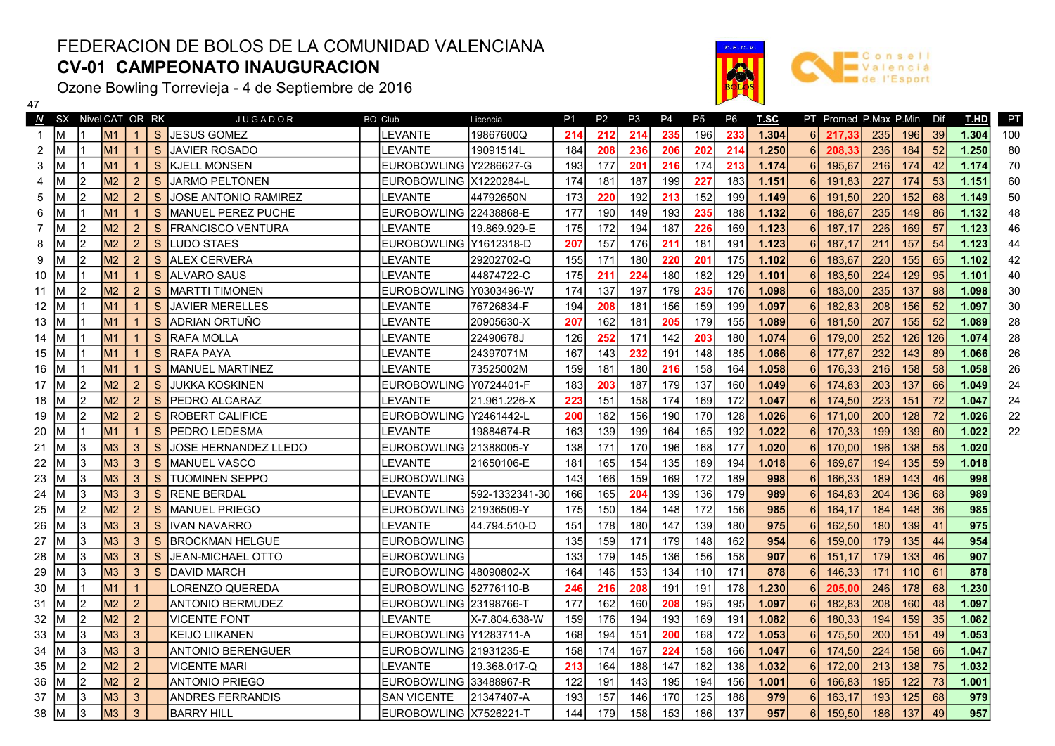FEDERACION DE BOLOS DE LA COMUNIDAD VALENCIANA

**CV-01 CAMPEONATO INAUGURACION**

Ozone Bowling Torrevieja - 4 de Septiembre de 2016

47

| N | SX | Nivel | CAT | OR | RK | JUGADOR | BO | Club | Licencia | P1 | P2 | P3 | P4 | P5 | P6 | T.SC | PT | Promed | P.Max | P.Min | Dif | T.HD | PT |
|---|---|---|---|---|---|---|---|---|---|---|---|---|---|---|---|---|---|---|---|---|---|---|---|
| 1 | M | 1 | M1 | 1 | S | JESUS GOMEZ | | LEVANTE | 19867600Q | 214 | 212 | 214 | 235 | 196 | 233 | 1.304 | 6 | 217,33 | 235 | 196 | 39 | 1.304 | 100 |
| 2 | M | 1 | M1 | 1 | S | JAVIER ROSADO | | LEVANTE | 19091514L | 184 | 208 | 236 | 206 | 202 | 214 | 1.250 | 6 | 208,33 | 236 | 184 | 52 | 1.250 | 80 |
| 3 | M | 1 | M1 | 1 | S | KJELL MONSEN | | EUROBOWLING | Y2286627-G | 193 | 177 | 201 | 216 | 174 | 213 | 1.174 | 6 | 195,67 | 216 | 174 | 42 | 1.174 | 70 |
| 4 | M | 2 | M2 | 2 | S | JARMO PELTONEN | | EUROBOWLING | X1220284-L | 174 | 181 | 187 | 199 | 227 | 183 | 1.151 | 6 | 191,83 | 227 | 174 | 53 | 1.151 | 60 |
| 5 | M | 2 | M2 | 2 | S | JOSE ANTONIO RAMIREZ | | LEVANTE | 44792650N | 173 | 220 | 192 | 213 | 152 | 199 | 1.149 | 6 | 191,50 | 220 | 152 | 68 | 1.149 | 50 |
| 6 | M | 1 | M1 | 1 | S | MANUEL PEREZ PUCHE | | EUROBOWLING | 22438868-E | 177 | 190 | 149 | 193 | 235 | 188 | 1.132 | 6 | 188,67 | 235 | 149 | 86 | 1.132 | 48 |
| 7 | M | 2 | M2 | 2 | S | FRANCISCO VENTURA | | LEVANTE | 19.869.929-E | 175 | 172 | 194 | 187 | 226 | 169 | 1.123 | 6 | 187,17 | 226 | 169 | 57 | 1.123 | 46 |
| 8 | M | 2 | M2 | 2 | S | LUDO STAES | | EUROBOWLING | Y1612318-D | 207 | 157 | 176 | 211 | 181 | 191 | 1.123 | 6 | 187,17 | 211 | 157 | 54 | 1.123 | 44 |
| 9 | M | 2 | M2 | 2 | S | ALEX CERVERA | | LEVANTE | 29202702-Q | 155 | 171 | 180 | 220 | 201 | 175 | 1.102 | 6 | 183,67 | 220 | 155 | 65 | 1.102 | 42 |
| 10 | M | 1 | M1 | 1 | S | ALVARO SAUS | | LEVANTE | 44874722-C | 175 | 211 | 224 | 180 | 182 | 129 | 1.101 | 6 | 183,50 | 224 | 129 | 95 | 1.101 | 40 |
| 11 | M | 2 | M2 | 2 | S | MARTTI TIMONEN | | EUROBOWLING | Y0303496-W | 174 | 137 | 197 | 179 | 235 | 176 | 1.098 | 6 | 183,00 | 235 | 137 | 98 | 1.098 | 30 |
| 12 | M | 1 | M1 | 1 | S | JAVIER MERELLES | | LEVANTE | 76726834-F | 194 | 208 | 181 | 156 | 159 | 199 | 1.097 | 6 | 182,83 | 208 | 156 | 52 | 1.097 | 30 |
| 13 | M | 1 | M1 | 1 | S | ADRIAN ORTUÑO | | LEVANTE | 20905630-X | 207 | 162 | 181 | 205 | 179 | 155 | 1.089 | 6 | 181,50 | 207 | 155 | 52 | 1.089 | 28 |
| 14 | M | 1 | M1 | 1 | S | RAFA MOLLA | | LEVANTE | 22490678J | 126 | 252 | 171 | 142 | 203 | 180 | 1.074 | 6 | 179,00 | 252 | 126 | 126 | 1.074 | 28 |
| 15 | M | 1 | M1 | 1 | S | RAFA PAYA | | LEVANTE | 24397071M | 167 | 143 | 232 | 191 | 148 | 185 | 1.066 | 6 | 177,67 | 232 | 143 | 89 | 1.066 | 26 |
| 16 | M | 1 | M1 | 1 | S | MANUEL MARTINEZ | | LEVANTE | 73525002M | 159 | 181 | 180 | 216 | 158 | 164 | 1.058 | 6 | 176,33 | 216 | 158 | 58 | 1.058 | 26 |
| 17 | M | 2 | M2 | 2 | S | JUKKA KOSKINEN | | EUROBOWLING | Y0724401-F | 183 | 203 | 187 | 179 | 137 | 160 | 1.049 | 6 | 174,83 | 203 | 137 | 66 | 1.049 | 24 |
| 18 | M | 2 | M2 | 2 | S | PEDRO ALCARAZ | | LEVANTE | 21.961.226-X | 223 | 151 | 158 | 174 | 169 | 172 | 1.047 | 6 | 174,50 | 223 | 151 | 72 | 1.047 | 24 |
| 19 | M | 2 | M2 | 2 | S | ROBERT CALIFICE | | EUROBOWLING | Y2461442-L | 200 | 182 | 156 | 190 | 170 | 128 | 1.026 | 6 | 171,00 | 200 | 128 | 72 | 1.026 | 22 |
| 20 | M | 1 | M1 | 1 | S | PEDRO LEDESMA | | LEVANTE | 19884674-R | 163 | 139 | 199 | 164 | 165 | 192 | 1.022 | 6 | 170,33 | 199 | 139 | 60 | 1.022 | 22 |
| 21 | M | 3 | M3 | 3 | S | JOSE HERNANDEZ LLEDO | | EUROBOWLING | 21388005-Y | 138 | 171 | 170 | 196 | 168 | 177 | 1.020 | 6 | 170,00 | 196 | 138 | 58 | 1.020 | |
| 22 | M | 3 | M3 | 3 | S | MANUEL VASCO | | LEVANTE | 21650106-E | 181 | 165 | 154 | 135 | 189 | 194 | 1.018 | 6 | 169,67 | 194 | 135 | 59 | 1.018 | |
| 23 | M | 3 | M3 | 3 | S | TUOMINEN SEPPO | | EUROBOWLING | | 143 | 166 | 159 | 169 | 172 | 189 | 998 | 6 | 166,33 | 189 | 143 | 46 | 998 | |
| 24 | M | 3 | M3 | 3 | S | RENE BERDAL | | LEVANTE | 592-1332341-30 | 166 | 165 | 204 | 139 | 136 | 179 | 989 | 6 | 164,83 | 204 | 136 | 68 | 989 | |
| 25 | M | 2 | M2 | 2 | S | MANUEL PRIEGO | | EUROBOWLING | 21936509-Y | 175 | 150 | 184 | 148 | 172 | 156 | 985 | 6 | 164,17 | 184 | 148 | 36 | 985 | |
| 26 | M | 3 | M3 | 3 | S | IVAN NAVARRO | | LEVANTE | 44.794.510-D | 151 | 178 | 180 | 147 | 139 | 180 | 975 | 6 | 162,50 | 180 | 139 | 41 | 975 | |
| 27 | M | 3 | M3 | 3 | S | BROCKMAN HELGUE | | EUROBOWLING | | 135 | 159 | 171 | 179 | 148 | 162 | 954 | 6 | 159,00 | 179 | 135 | 44 | 954 | |
| 28 | M | 3 | M3 | 3 | S | JEAN-MICHAEL OTTO | | EUROBOWLING | | 133 | 179 | 145 | 136 | 156 | 158 | 907 | 6 | 151,17 | 179 | 133 | 46 | 907 | |
| 29 | M | 3 | M3 | 3 | S | DAVID MARCH | | EUROBOWLING | 48090802-X | 164 | 146 | 153 | 134 | 110 | 171 | 878 | 6 | 146,33 | 171 | 110 | 61 | 878 | |
| 30 | M | 1 | M1 | 1 | | LORENZO QUEREDA | | EUROBOWLING | 52776110-B | 246 | 216 | 208 | 191 | 191 | 178 | 1.230 | 6 | 205,00 | 246 | 178 | 68 | 1.230 | |
| 31 | M | 2 | M2 | 2 | | ANTONIO BERMUDEZ | | EUROBOWLING | 23198766-T | 177 | 162 | 160 | 208 | 195 | 195 | 1.097 | 6 | 182,83 | 208 | 160 | 48 | 1.097 | |
| 32 | M | 2 | M2 | 2 | | VICENTE FONT | | LEVANTE | X-7.804.638-W | 159 | 176 | 194 | 193 | 169 | 191 | 1.082 | 6 | 180,33 | 194 | 159 | 35 | 1.082 | |
| 33 | M | 3 | M3 | 3 | | KEIJO LIIKANEN | | EUROBOWLING | Y1283711-A | 168 | 194 | 151 | 200 | 168 | 172 | 1.053 | 6 | 175,50 | 200 | 151 | 49 | 1.053 | |
| 34 | M | 3 | M3 | 3 | | ANTONIO BERENGUER | | EUROBOWLING | 21931235-E | 158 | 174 | 167 | 224 | 158 | 166 | 1.047 | 6 | 174,50 | 224 | 158 | 66 | 1.047 | |
| 35 | M | 2 | M2 | 2 | | VICENTE MARI | | LEVANTE | 19.368.017-Q | 213 | 164 | 188 | 147 | 182 | 138 | 1.032 | 6 | 172,00 | 213 | 138 | 75 | 1.032 | |
| 36 | M | 2 | M2 | 2 | | ANTONIO PRIEGO | | EUROBOWLING | 33488967-R | 122 | 191 | 143 | 195 | 194 | 156 | 1.001 | 6 | 166,83 | 195 | 122 | 73 | 1.001 | |
| 37 | M | 3 | M3 | 3 | | ANDRES FERRANDIS | | SAN VICENTE | 21347407-A | 193 | 157 | 146 | 170 | 125 | 188 | 979 | 6 | 163,17 | 193 | 125 | 68 | 979 | |
| 38 | M | 3 | M3 | 3 | | BARRY HILL | | EUROBOWLING | X7526221-T | 144 | 179 | 158 | 153 | 186 | 137 | 957 | 6 | 159,50 | 186 | 137 | 49 | 957 | |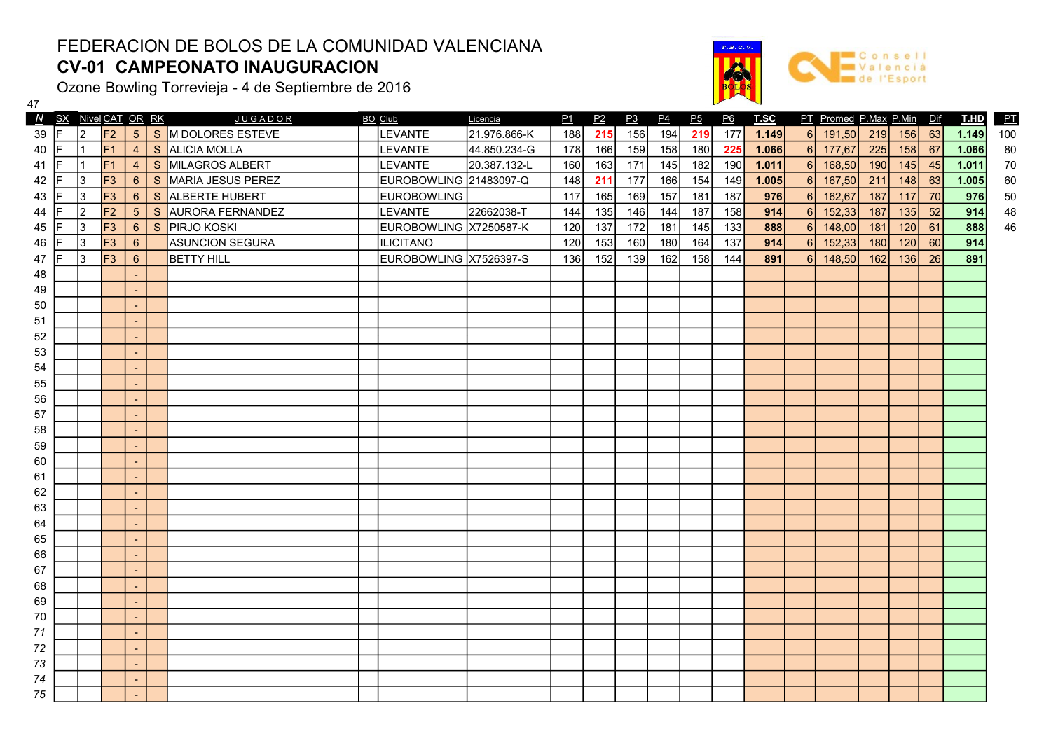FEDERACION DE BOLOS DE LA COMUNIDAD VALENCIANA

**CV-01 CAMPEONATO INAUGURACION**

Ozone Bowling Torrevieja - 4 de Septiembre de 2016

47

| N | SX | Nivel | CAT | OR | RK | JUGADOR | BO | Club | Licencia | P1 | P2 | P3 | P4 | P5 | P6 | T.SC | PT | Promed | P.Max | P.Min | Dif | T.HD | PT |
|---|---|---|---|---|---|---|---|---|---|---|---|---|---|---|---|---|---|---|---|---|---|---|---|
| 39 | F | 2 | F2 | 5 | S | M DOLORES ESTEVE | | LEVANTE | 21.976.866-K | 188 | 215 | 156 | 194 | 219 | 177 | 1.149 | 6 | 191,50 | 219 | 156 | 63 | 1.149 | 100 |
| 40 | F | 1 | F1 | 4 | S | ALICIA MOLLA | | LEVANTE | 44.850.234-G | 178 | 166 | 159 | 158 | 180 | 225 | 1.066 | 6 | 177,67 | 225 | 158 | 67 | 1.066 | 80 |
| 41 | F | 1 | F1 | 4 | S | MILAGROS ALBERT | | LEVANTE | 20.387.132-L | 160 | 163 | 171 | 145 | 182 | 190 | 1.011 | 6 | 168,50 | 190 | 145 | 45 | 1.011 | 70 |
| 42 | F | 3 | F3 | 6 | S | MARIA JESUS PEREZ | | EUROBOWLING | 21483097-Q | 148 | 211 | 177 | 166 | 154 | 149 | 1.005 | 6 | 167,50 | 211 | 148 | 63 | 1.005 | 60 |
| 43 | F | 3 | F3 | 6 | S | ALBERTE HUBERT | | EUROBOWLING | | 117 | 165 | 169 | 157 | 181 | 187 | 976 | 6 | 162,67 | 187 | 117 | 70 | 976 | 50 |
| 44 | F | 2 | F2 | 5 | S | AURORA FERNANDEZ | | LEVANTE | 22662038-T | 144 | 135 | 146 | 144 | 187 | 158 | 914 | 6 | 152,33 | 187 | 135 | 52 | 914 | 48 |
| 45 | F | 3 | F3 | 6 | S | PIRJO KOSKI | | EUROBOWLING | X7250587-K | 120 | 137 | 172 | 181 | 145 | 133 | 888 | 6 | 148,00 | 181 | 120 | 61 | 888 | 46 |
| 46 | F | 3 | F3 | 6 | | ASUNCION SEGURA | | ILICITANO | | 120 | 153 | 160 | 180 | 164 | 137 | 914 | 6 | 152,33 | 180 | 120 | 60 | 914 | |
| 47 | F | 3 | F3 | 6 | | BETTY HILL | | EUROBOWLING | X7526397-S | 136 | 152 | 139 | 162 | 158 | 144 | 891 | 6 | 148,50 | 162 | 136 | 26 | 891 | |
| 48 | | | | - | | | | | | | | | | | | | | | | | | | |
| 49 | | | | - | | | | | | | | | | | | | | | | | | | |
| 50 | | | | - | | | | | | | | | | | | | | | | | | | |
| 51 | | | | - | | | | | | | | | | | | | | | | | | | |
| 52 | | | | - | | | | | | | | | | | | | | | | | | | |
| 53 | | | | - | | | | | | | | | | | | | | | | | | | |
| 54 | | | | - | | | | | | | | | | | | | | | | | | | |
| 55 | | | | - | | | | | | | | | | | | | | | | | | | |
| 56 | | | | - | | | | | | | | | | | | | | | | | | | |
| 57 | | | | - | | | | | | | | | | | | | | | | | | | |
| 58 | | | | - | | | | | | | | | | | | | | | | | | | |
| 59 | | | | - | | | | | | | | | | | | | | | | | | | |
| 60 | | | | - | | | | | | | | | | | | | | | | | | | |
| 61 | | | | - | | | | | | | | | | | | | | | | | | | |
| 62 | | | | - | | | | | | | | | | | | | | | | | | | |
| 63 | | | | - | | | | | | | | | | | | | | | | | | | |
| 64 | | | | - | | | | | | | | | | | | | | | | | | | |
| 65 | | | | - | | | | | | | | | | | | | | | | | | | |
| 66 | | | | - | | | | | | | | | | | | | | | | | | | |
| 67 | | | | - | | | | | | | | | | | | | | | | | | | |
| 68 | | | | - | | | | | | | | | | | | | | | | | | | |
| 69 | | | | - | | | | | | | | | | | | | | | | | | | |
| 70 | | | | - | | | | | | | | | | | | | | | | | | | |
| 71 | | | | - | | | | | | | | | | | | | | | | | | | |
| 72 | | | | - | | | | | | | | | | | | | | | | | | | |
| 73 | | | | - | | | | | | | | | | | | | | | | | | | |
| 74 | | | | - | | | | | | | | | | | | | | | | | | | |
| 75 | | | | - | | | | | | | | | | | | | | | | | | | |